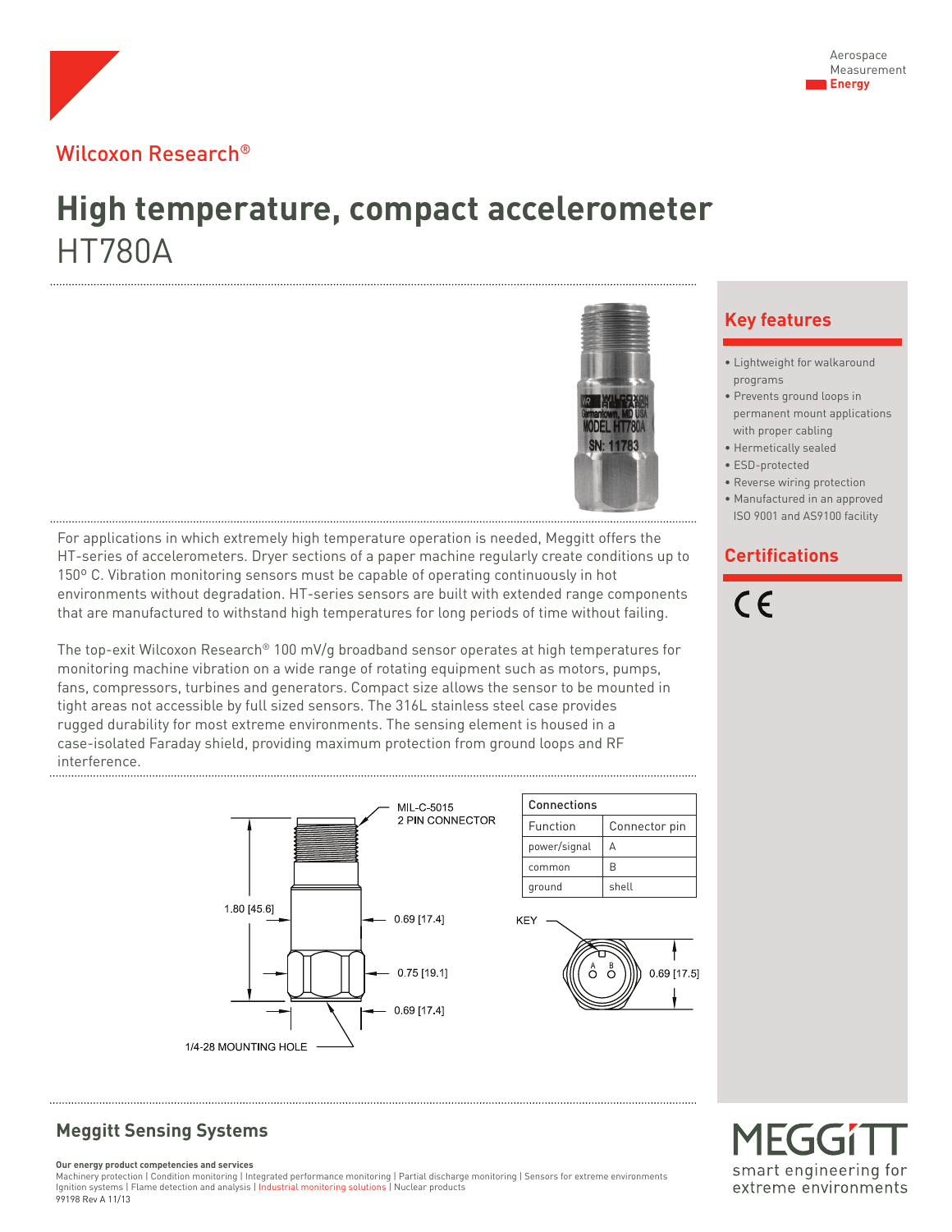Aerospace
Measurement
**Energy**

Wilcoxon Research®

# High temperature, compact accelerometer

## HT780A

For applications in which extremely high temperature operation is needed, Meggitt offers the HT-series of accelerometers. Dryer sections of a paper machine regularly create conditions up to 150º C. Vibration monitoring sensors must be capable of operating continuously in hot environments without degradation. HT-series sensors are built with extended range components that are manufactured to withstand high temperatures for long periods of time without failing.

The top-exit Wilcoxon Research® 100 mV/g broadband sensor operates at high temperatures for monitoring machine vibration on a wide range of rotating equipment such as motors, pumps, fans, compressors, turbines and generators. Compact size allows the sensor to be mounted in tight areas not accessible by full sized sensors. The 316L stainless steel case provides rugged durability for most extreme environments. The sensing element is housed in a case-isolated Faraday shield, providing maximum protection from ground loops and RF interference.

MIL-C-5015
2 PIN CONNECTOR

1.80 [45.6]

0.69 [17.4]

0.75 [19.1]

0.69 [17.4]

1/4-28 MOUNTING HOLE

| Connections | |
|---|---|
| Function | Connector pin |
| power/signal | A |
| common | B |
| ground | shell |

KEY

0.69 [17.5]

## Key features

- Lightweight for walkaround programs
- Prevents ground loops in permanent mount applications with proper cabling
- Hermetically sealed
- ESD-protected
- Reverse wiring protection
- Manufactured in an approved ISO 9001 and AS9100 facility

## Certifications

CE

## Meggitt Sensing Systems

**Our energy product competencies and services**
Machinery protection | Condition monitoring | Integrated performance monitoring | Partial discharge monitoring | Sensors for extreme environments
Ignition systems | Flame detection and analysis | Industrial monitoring solutions | Nuclear products
99198 Rev A 11/13

MEGGITT
smart engineering for extreme environments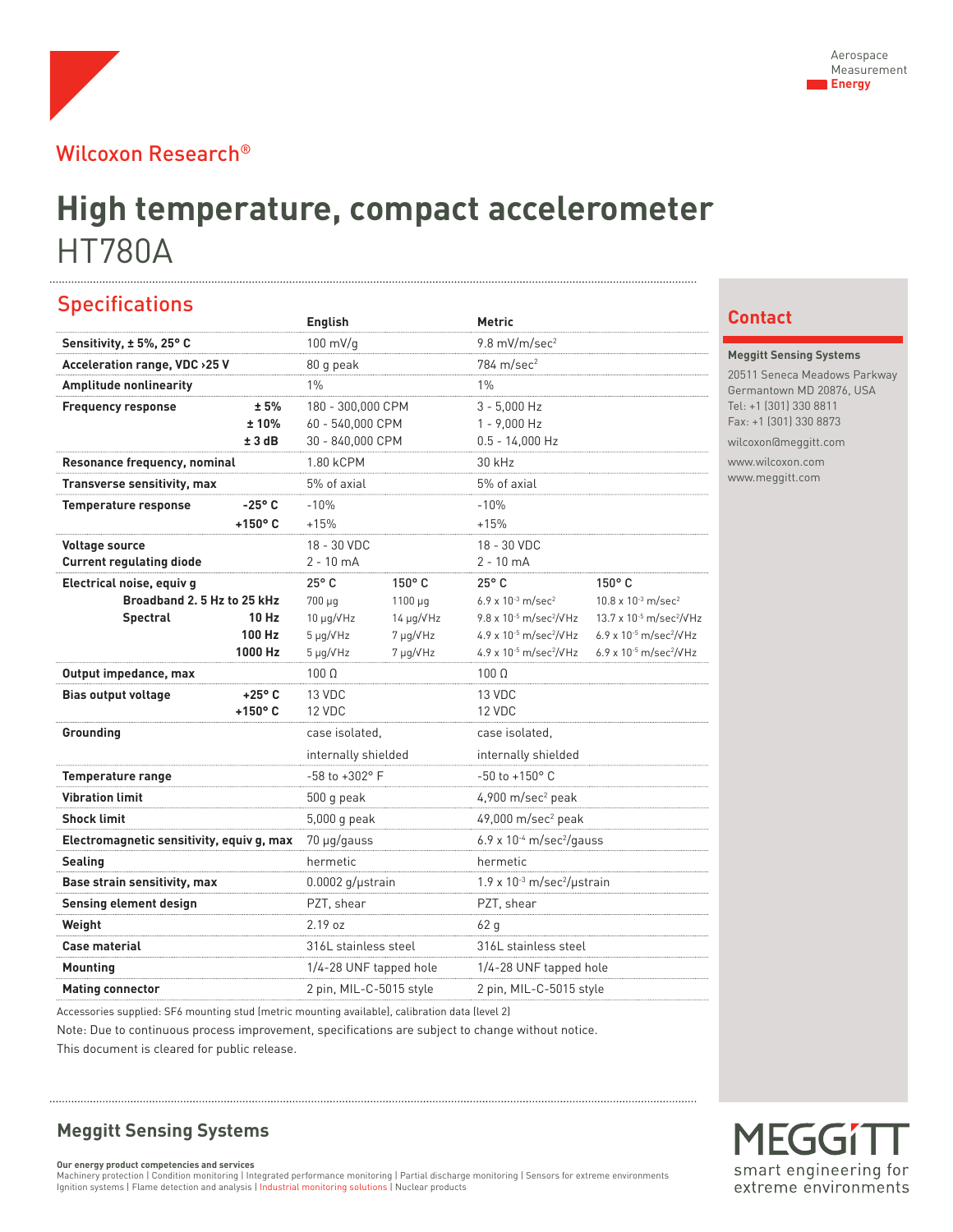Aerospace
Measurement
**Energy**

Wilcoxon Research®

# High temperature, compact accelerometer

# HT780A

## Specifications

| | | English | | Metric | |
|---|---|---|---|---|---|
| **Sensitivity, ± 5%, 25° C** | | 100 mV/g | | 9.8 mV/m/sec² | |
| **Acceleration range, VDC ›25 V** | | 80 g peak | | 784 m/sec² | |
| **Amplitude nonlinearity** | | 1% | | 1% | |
| **Frequency response** | **± 5%** | 180 - 300,000 CPM | | 3 - 5,000 Hz | |
| | **± 10%** | 60 - 540,000 CPM | | 1 - 9,000 Hz | |
| | **± 3 dB** | 30 - 840,000 CPM | | 0.5 - 14,000 Hz | |
| **Resonance frequency, nominal** | | 1.80 kCPM | | 30 kHz | |
| **Transverse sensitivity, max** | | 5% of axial | | 5% of axial | |
| **Temperature response** | **-25° C** | -10% | | -10% | |
| | **+150° C** | +15% | | +15% | |
| **Voltage source** | | 18 - 30 VDC | | 18 - 30 VDC | |
| **Current regulating diode** | | 2 - 10 mA | | 2 - 10 mA | |
| **Electrical noise, equiv g** | | **25° C** | **150° C** | **25° C** | **150° C** |
| **Broadband 2. 5 Hz to 25 kHz** | | 700 μg | 1100 μg | $6.9 \times 10^{-3}$ m/sec² | $10.8 \times 10^{-3}$ m/sec² |
| **Spectral** | **10 Hz** | 10 μg/√Hz | 14 μg/√Hz | $9.8 \times 10^{-5}$ m/sec²/√Hz | $13.7 \times 10^{-5}$ m/sec²/√Hz |
| | **100 Hz** | 5 μg/√Hz | 7 μg/√Hz | $4.9 \times 10^{-5}$ m/sec²/√Hz | $6.9 \times 10^{-5}$ m/sec²/√Hz |
| | **1000 Hz** | 5 μg/√Hz | 7 μg/√Hz | $4.9 \times 10^{-5}$ m/sec²/√Hz | $6.9 \times 10^{-5}$ m/sec²/√Hz |
| **Output impedance, max** | | 100 Ω | | 100 Ω | |
| **Bias output voltage** | **+25° C** | 13 VDC | | 13 VDC | |
| | **+150° C** | 12 VDC | | 12 VDC | |
| **Grounding** | | case isolated, internally shielded | | case isolated, internally shielded | |
| **Temperature range** | | -58 to +302° F | | -50 to +150° C | |
| **Vibration limit** | | 500 g peak | | 4,900 m/sec² peak | |
| **Shock limit** | | 5,000 g peak | | 49,000 m/sec² peak | |
| **Electromagnetic sensitivity, equiv g, max** | | 70 μg/gauss | | $6.9 \times 10^{-4}$ m/sec²/gauss | |
| **Sealing** | | hermetic | | hermetic | |
| **Base strain sensitivity, max** | | 0.0002 g/μstrain | | $1.9 \times 10^{-3}$ m/sec²/μstrain | |
| **Sensing element design** | | PZT, shear | | PZT, shear | |
| **Weight** | | 2.19 oz | | 62 g | |
| **Case material** | | 316L stainless steel | | 316L stainless steel | |
| **Mounting** | | 1/4-28 UNF tapped hole | | 1/4-28 UNF tapped hole | |
| **Mating connector** | | 2 pin, MIL-C-5015 style | | 2 pin, MIL-C-5015 style | |

Accessories supplied: SF6 mounting stud (metric mounting available), calibration data (level 2)

Note: Due to continuous process improvement, specifications are subject to change without notice.

This document is cleared for public release.

## Contact

**Meggitt Sensing Systems**

20511 Seneca Meadows Parkway
Germantown MD 20876, USA
Tel: +1 (301) 330 8811
Fax: +1 (301) 330 8873

wilcoxon@meggitt.com

www.wilcoxon.com
www.meggitt.com

## Meggitt Sensing Systems

**Our energy product competencies and services**
Machinery protection | Condition monitoring | Integrated performance monitoring | Partial discharge monitoring | Sensors for extreme environments
Ignition systems | Flame detection and analysis | Industrial monitoring solutions | Nuclear products

MEGGITT
smart engineering for
extreme environments